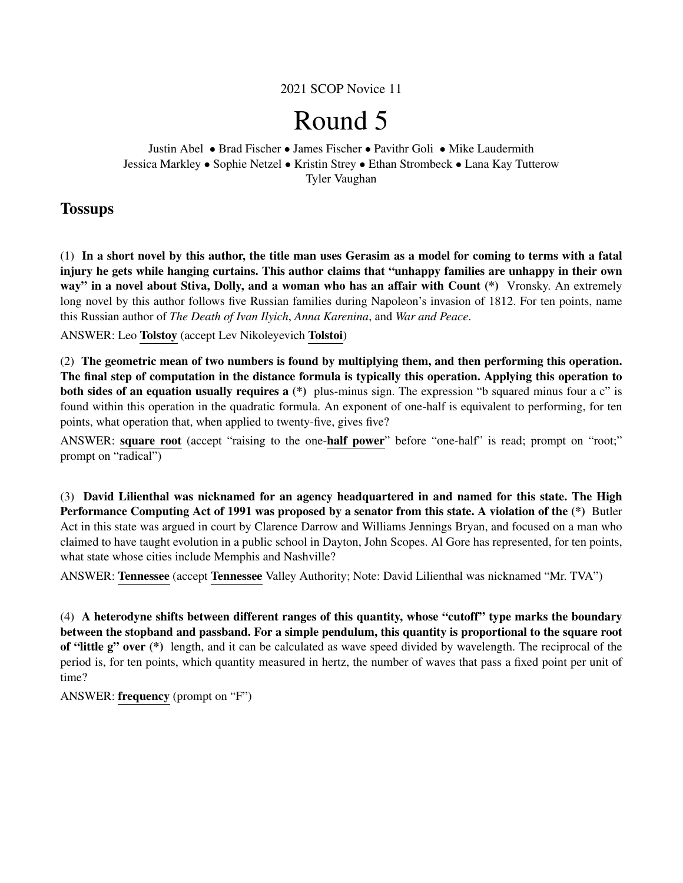2021 SCOP Novice 11

# Round 5

Justin Abel • Brad Fischer • James Fischer • Pavithr Goli • Mike Laudermith
Jessica Markley • Sophie Netzel • Kristin Strey • Ethan Strombeck • Lana Kay Tutterow
Tyler Vaughan

## Tossups

(1) **In a short novel by this author, the title man uses Gerasim as a model for coming to terms with a fatal injury he gets while hanging curtains. This author claims that "unhappy families are unhappy in their own way" in a novel about Stiva, Dolly, and a woman who has an affair with Count (*)** Vronsky. An extremely long novel by this author follows five Russian families during Napoleon's invasion of 1812. For ten points, name this Russian author of *The Death of Ivan Ilyich*, *Anna Karenina*, and *War and Peace*.

ANSWER: Leo **Tolstoy** (accept Lev Nikoleyevich **Tolstoi**)

(2) **The geometric mean of two numbers is found by multiplying them, and then performing this operation. The final step of computation in the distance formula is typically this operation. Applying this operation to both sides of an equation usually requires a (*)** plus-minus sign. The expression "b squared minus four a c" is found within this operation in the quadratic formula. An exponent of one-half is equivalent to performing, for ten points, what operation that, when applied to twenty-five, gives five?

ANSWER: **square root** (accept "raising to the one-**half power**" before "one-half" is read; prompt on "root;" prompt on "radical")

(3) **David Lilienthal was nicknamed for an agency headquartered in and named for this state. The High Performance Computing Act of 1991 was proposed by a senator from this state. A violation of the (*)** Butler Act in this state was argued in court by Clarence Darrow and Williams Jennings Bryan, and focused on a man who claimed to have taught evolution in a public school in Dayton, John Scopes. Al Gore has represented, for ten points, what state whose cities include Memphis and Nashville?

ANSWER: **Tennessee** (accept **Tennessee** Valley Authority; Note: David Lilienthal was nicknamed "Mr. TVA")

(4) **A heterodyne shifts between different ranges of this quantity, whose "cutoff" type marks the boundary between the stopband and passband. For a simple pendulum, this quantity is proportional to the square root of "little g" over (*)** length, and it can be calculated as wave speed divided by wavelength. The reciprocal of the period is, for ten points, which quantity measured in hertz, the number of waves that pass a fixed point per unit of time?

ANSWER: **frequency** (prompt on "F")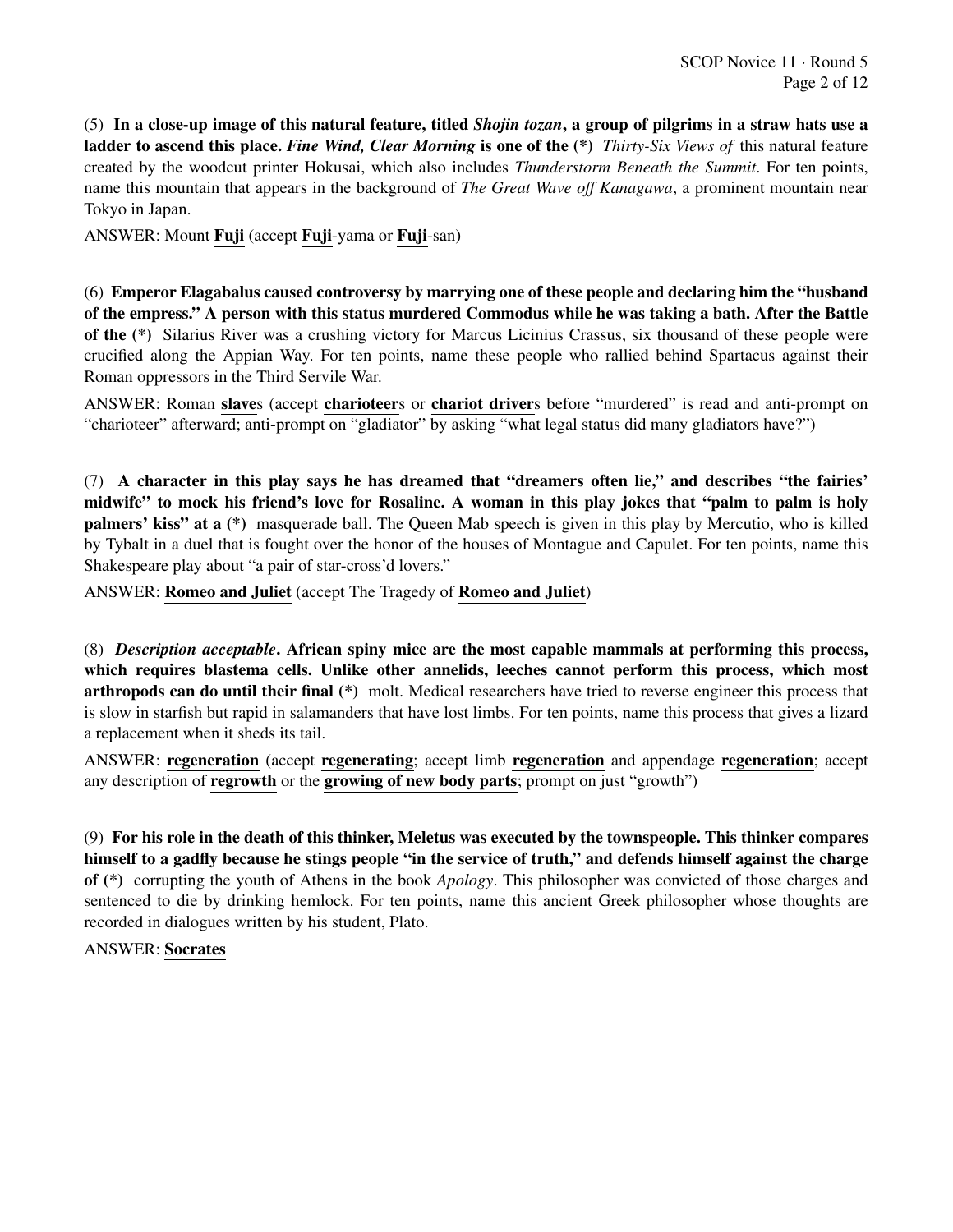(5) **In a close-up image of this natural feature, titled *Shojin tozan*, a group of pilgrims in a straw hats use a ladder to ascend this place. *Fine Wind, Clear Morning* is one of the (*)** *Thirty-Six Views of* this natural feature created by the woodcut printer Hokusai, which also includes *Thunderstorm Beneath the Summit*. For ten points, name this mountain that appears in the background of *The Great Wave off Kanagawa*, a prominent mountain near Tokyo in Japan.

ANSWER: Mount **Fuji** (accept **Fuji**-yama or **Fuji**-san)

(6) **Emperor Elagabalus caused controversy by marrying one of these people and declaring him the "husband of the empress." A person with this status murdered Commodus while he was taking a bath. After the Battle of the (*)** Silarius River was a crushing victory for Marcus Licinius Crassus, six thousand of these people were crucified along the Appian Way. For ten points, name these people who rallied behind Spartacus against their Roman oppressors in the Third Servile War.

ANSWER: Roman **slave**s (accept **charioteer**s or **chariot driver**s before "murdered" is read and anti-prompt on "charioteer" afterward; anti-prompt on "gladiator" by asking "what legal status did many gladiators have?")

(7) **A character in this play says he has dreamed that "dreamers often lie," and describes "the fairies' midwife" to mock his friend's love for Rosaline. A woman in this play jokes that "palm to palm is holy palmers' kiss" at a (*)** masquerade ball. The Queen Mab speech is given in this play by Mercutio, who is killed by Tybalt in a duel that is fought over the honor of the houses of Montague and Capulet. For ten points, name this Shakespeare play about "a pair of star-cross'd lovers."

ANSWER: **Romeo and Juliet** (accept The Tragedy of **Romeo and Juliet**)

(8) ***Description acceptable*. African spiny mice are the most capable mammals at performing this process, which requires blastema cells. Unlike other annelids, leeches cannot perform this process, which most arthropods can do until their final (*)** molt. Medical researchers have tried to reverse engineer this process that is slow in starfish but rapid in salamanders that have lost limbs. For ten points, name this process that gives a lizard a replacement when it sheds its tail.

ANSWER: **regeneration** (accept **regenerating**; accept limb **regeneration** and appendage **regeneration**; accept any description of **regrowth** or the **growing of new body parts**; prompt on just "growth")

(9) **For his role in the death of this thinker, Meletus was executed by the townspeople. This thinker compares himself to a gadfly because he stings people "in the service of truth," and defends himself against the charge of (*)** corrupting the youth of Athens in the book *Apology*. This philosopher was convicted of those charges and sentenced to die by drinking hemlock. For ten points, name this ancient Greek philosopher whose thoughts are recorded in dialogues written by his student, Plato.

ANSWER: **Socrates**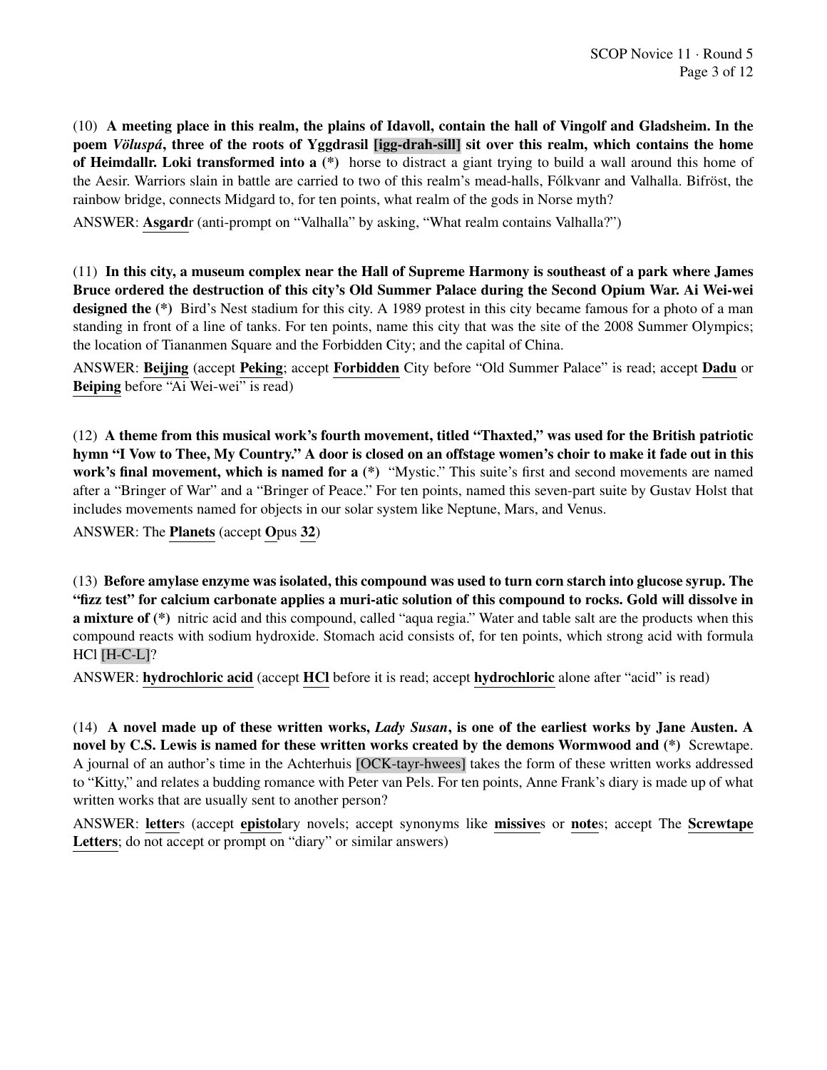(10) **A meeting place in this realm, the plains of Idavoll, contain the hall of Vingolf and Gladsheim. In the poem *Völuspá*, three of the roots of Yggdrasil [igg-drah-sill] sit over this realm, which contains the home of Heimdallr. Loki transformed into a (*)** horse to distract a giant trying to build a wall around this home of the Aesir. Warriors slain in battle are carried to two of this realm's mead-halls, Fólkvanr and Valhalla. Bifröst, the rainbow bridge, connects Midgard to, for ten points, what realm of the gods in Norse myth?

ANSWER: **Asgard**r (anti-prompt on "Valhalla" by asking, "What realm contains Valhalla?")

(11) **In this city, a museum complex near the Hall of Supreme Harmony is southeast of a park where James Bruce ordered the destruction of this city's Old Summer Palace during the Second Opium War. Ai Wei-wei designed the (*)** Bird's Nest stadium for this city. A 1989 protest in this city became famous for a photo of a man standing in front of a line of tanks. For ten points, name this city that was the site of the 2008 Summer Olympics; the location of Tiananmen Square and the Forbidden City; and the capital of China.

ANSWER: **Beijing** (accept **Peking**; accept **Forbidden** City before "Old Summer Palace" is read; accept **Dadu** or **Beiping** before "Ai Wei-wei" is read)

(12) **A theme from this musical work's fourth movement, titled "Thaxted," was used for the British patriotic hymn "I Vow to Thee, My Country." A door is closed on an offstage women's choir to make it fade out in this work's final movement, which is named for a (*)** "Mystic." This suite's first and second movements are named after a "Bringer of War" and a "Bringer of Peace." For ten points, named this seven-part suite by Gustav Holst that includes movements named for objects in our solar system like Neptune, Mars, and Venus.

ANSWER: The **Planets** (accept **O**pus **32**)

(13) **Before amylase enzyme was isolated, this compound was used to turn corn starch into glucose syrup. The "fizz test" for calcium carbonate applies a muri-atic solution of this compound to rocks. Gold will dissolve in a mixture of (*)** nitric acid and this compound, called "aqua regia." Water and table salt are the products when this compound reacts with sodium hydroxide. Stomach acid consists of, for ten points, which strong acid with formula HCl [H-C-L]?

ANSWER: **hydrochloric acid** (accept **HCl** before it is read; accept **hydrochloric** alone after "acid" is read)

(14) **A novel made up of these written works, *Lady Susan*, is one of the earliest works by Jane Austen. A novel by C.S. Lewis is named for these written works created by the demons Wormwood and (*)** Screwtape. A journal of an author's time in the Achterhuis [OCK-tayr-hwees] takes the form of these written works addressed to "Kitty," and relates a budding romance with Peter van Pels. For ten points, Anne Frank's diary is made up of what written works that are usually sent to another person?

ANSWER: **letter**s (accept **epistol**ary novels; accept synonyms like **missive**s or **note**s; accept The **Screwtape Letters**; do not accept or prompt on "diary" or similar answers)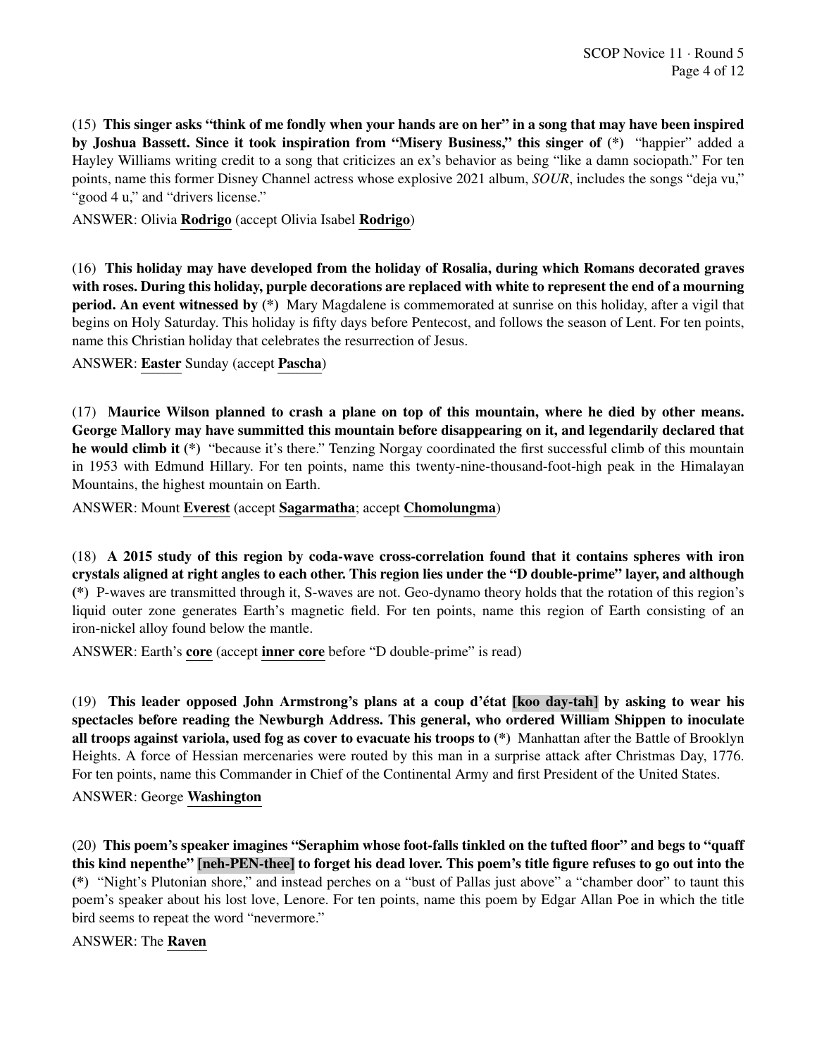(15) **This singer asks "think of me fondly when your hands are on her" in a song that may have been inspired by Joshua Bassett. Since it took inspiration from "Misery Business," this singer of (*)** "happier" added a Hayley Williams writing credit to a song that criticizes an ex's behavior as being "like a damn sociopath." For ten points, name this former Disney Channel actress whose explosive 2021 album, *SOUR*, includes the songs "deja vu," "good 4 u," and "drivers license."

ANSWER: Olivia **Rodrigo** (accept Olivia Isabel **Rodrigo**)

(16) **This holiday may have developed from the holiday of Rosalia, during which Romans decorated graves with roses. During this holiday, purple decorations are replaced with white to represent the end of a mourning period. An event witnessed by (*)** Mary Magdalene is commemorated at sunrise on this holiday, after a vigil that begins on Holy Saturday. This holiday is fifty days before Pentecost, and follows the season of Lent. For ten points, name this Christian holiday that celebrates the resurrection of Jesus.

ANSWER: **Easter** Sunday (accept **Pascha**)

(17) **Maurice Wilson planned to crash a plane on top of this mountain, where he died by other means. George Mallory may have summitted this mountain before disappearing on it, and legendarily declared that he would climb it (*)** "because it's there." Tenzing Norgay coordinated the first successful climb of this mountain in 1953 with Edmund Hillary. For ten points, name this twenty-nine-thousand-foot-high peak in the Himalayan Mountains, the highest mountain on Earth.

ANSWER: Mount **Everest** (accept **Sagarmatha**; accept **Chomolungma**)

(18) **A 2015 study of this region by coda-wave cross-correlation found that it contains spheres with iron crystals aligned at right angles to each other. This region lies under the "D double-prime" layer, and although (*)** P-waves are transmitted through it, S-waves are not. Geo-dynamo theory holds that the rotation of this region's liquid outer zone generates Earth's magnetic field. For ten points, name this region of Earth consisting of an iron-nickel alloy found below the mantle.

ANSWER: Earth's **core** (accept **inner core** before "D double-prime" is read)

(19) **This leader opposed John Armstrong's plans at a coup d'état [koo day-tah] by asking to wear his spectacles before reading the Newburgh Address. This general, who ordered William Shippen to inoculate all troops against variola, used fog as cover to evacuate his troops to (*)** Manhattan after the Battle of Brooklyn Heights. A force of Hessian mercenaries were routed by this man in a surprise attack after Christmas Day, 1776. For ten points, name this Commander in Chief of the Continental Army and first President of the United States.

ANSWER: George **Washington**

(20) **This poem's speaker imagines "Seraphim whose foot-falls tinkled on the tufted floor" and begs to "quaff this kind nepenthe" [neh-PEN-thee] to forget his dead lover. This poem's title figure refuses to go out into the (*)** "Night's Plutonian shore," and instead perches on a "bust of Pallas just above" a "chamber door" to taunt this poem's speaker about his lost love, Lenore. For ten points, name this poem by Edgar Allan Poe in which the title bird seems to repeat the word "nevermore."

ANSWER: The **Raven**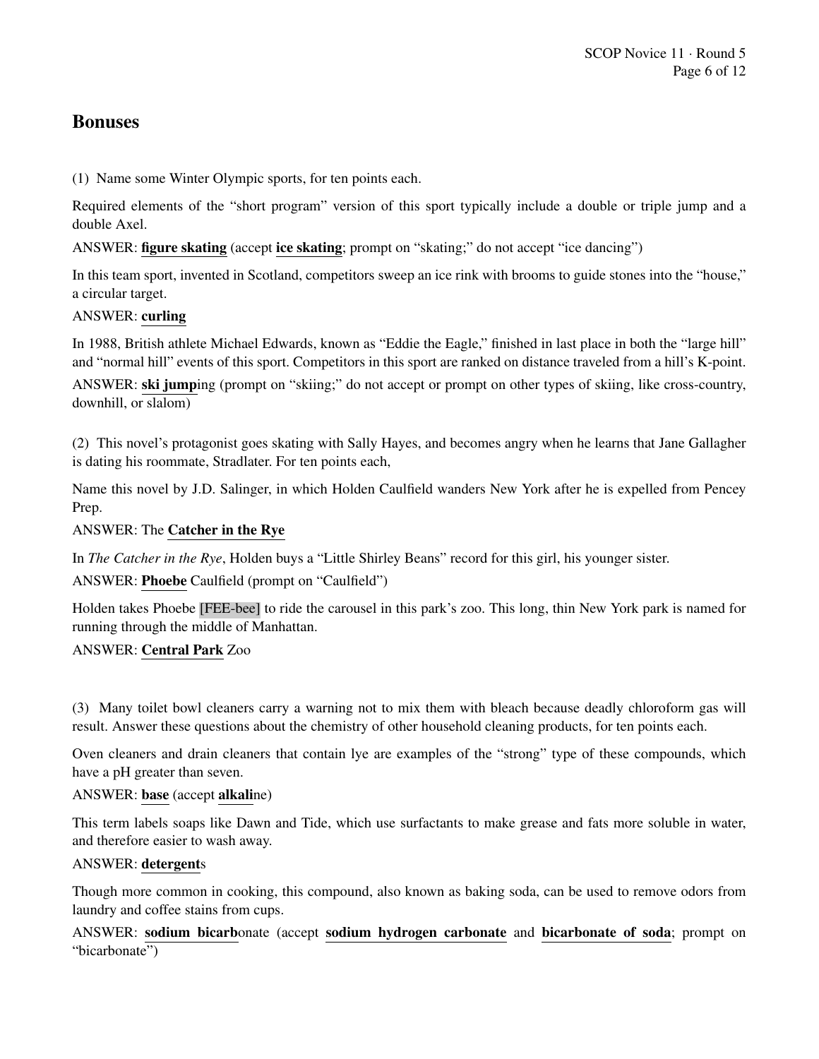## Bonuses

(1) Name some Winter Olympic sports, for ten points each.

Required elements of the "short program" version of this sport typically include a double or triple jump and a double Axel.

ANSWER: **figure skating** (accept **ice skating**; prompt on "skating;" do not accept "ice dancing")

In this team sport, invented in Scotland, competitors sweep an ice rink with brooms to guide stones into the "house," a circular target.

ANSWER: **curling**

In 1988, British athlete Michael Edwards, known as "Eddie the Eagle," finished in last place in both the "large hill" and "normal hill" events of this sport. Competitors in this sport are ranked on distance traveled from a hill's K-point.

ANSWER: **ski jump**ing (prompt on "skiing;" do not accept or prompt on other types of skiing, like cross-country, downhill, or slalom)

(2) This novel's protagonist goes skating with Sally Hayes, and becomes angry when he learns that Jane Gallagher is dating his roommate, Stradlater. For ten points each,

Name this novel by J.D. Salinger, in which Holden Caulfield wanders New York after he is expelled from Pencey Prep.

ANSWER: The **Catcher in the Rye**

In *The Catcher in the Rye*, Holden buys a "Little Shirley Beans" record for this girl, his younger sister.

ANSWER: **Phoebe** Caulfield (prompt on "Caulfield")

Holden takes Phoebe [FEE-bee] to ride the carousel in this park's zoo. This long, thin New York park is named for running through the middle of Manhattan.

ANSWER: **Central Park** Zoo

(3) Many toilet bowl cleaners carry a warning not to mix them with bleach because deadly chloroform gas will result. Answer these questions about the chemistry of other household cleaning products, for ten points each.

Oven cleaners and drain cleaners that contain lye are examples of the "strong" type of these compounds, which have a pH greater than seven.

ANSWER: **base** (accept **alkali**ne)

This term labels soaps like Dawn and Tide, which use surfactants to make grease and fats more soluble in water, and therefore easier to wash away.

ANSWER: **detergent**s

Though more common in cooking, this compound, also known as baking soda, can be used to remove odors from laundry and coffee stains from cups.

ANSWER: **sodium bicarb**onate (accept **sodium hydrogen carbonate** and **bicarbonate of soda**; prompt on "bicarbonate")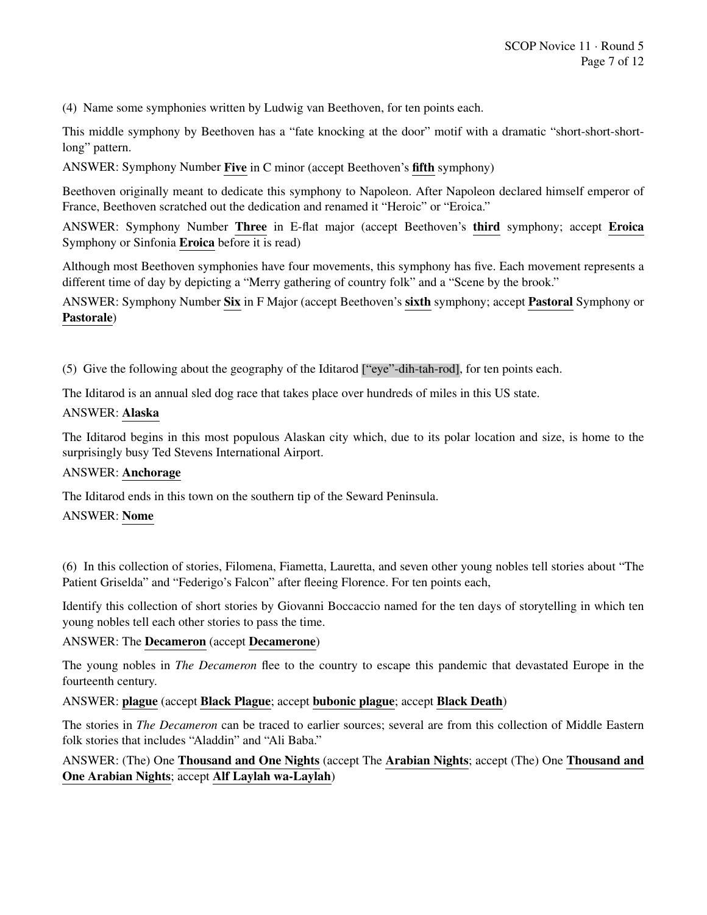(4) Name some symphonies written by Ludwig van Beethoven, for ten points each.

This middle symphony by Beethoven has a "fate knocking at the door" motif with a dramatic "short-short-short-long" pattern.

ANSWER: Symphony Number **Five** in C minor (accept Beethoven's **fifth** symphony)

Beethoven originally meant to dedicate this symphony to Napoleon. After Napoleon declared himself emperor of France, Beethoven scratched out the dedication and renamed it "Heroic" or "Eroica."

ANSWER: Symphony Number **Three** in E-flat major (accept Beethoven's **third** symphony; accept **Eroica** Symphony or Sinfonia **Eroica** before it is read)

Although most Beethoven symphonies have four movements, this symphony has five. Each movement represents a different time of day by depicting a "Merry gathering of country folk" and a "Scene by the brook."

ANSWER: Symphony Number **Six** in F Major (accept Beethoven's **sixth** symphony; accept **Pastoral** Symphony or **Pastorale**)

(5) Give the following about the geography of the Iditarod ["eye"-dih-tah-rod], for ten points each.

The Iditarod is an annual sled dog race that takes place over hundreds of miles in this US state.

ANSWER: **Alaska**

The Iditarod begins in this most populous Alaskan city which, due to its polar location and size, is home to the surprisingly busy Ted Stevens International Airport.

ANSWER: **Anchorage**

The Iditarod ends in this town on the southern tip of the Seward Peninsula.

ANSWER: **Nome**

(6) In this collection of stories, Filomena, Fiametta, Lauretta, and seven other young nobles tell stories about "The Patient Griselda" and "Federigo's Falcon" after fleeing Florence. For ten points each,

Identify this collection of short stories by Giovanni Boccaccio named for the ten days of storytelling in which ten young nobles tell each other stories to pass the time.

ANSWER: The **Decameron** (accept **Decamerone**)

The young nobles in *The Decameron* flee to the country to escape this pandemic that devastated Europe in the fourteenth century.

ANSWER: **plague** (accept **Black Plague**; accept **bubonic plague**; accept **Black Death**)

The stories in *The Decameron* can be traced to earlier sources; several are from this collection of Middle Eastern folk stories that includes "Aladdin" and "Ali Baba."

ANSWER: (The) One **Thousand and One Nights** (accept The **Arabian Nights**; accept (The) One **Thousand and One Arabian Nights**; accept **Alf Laylah wa-Laylah**)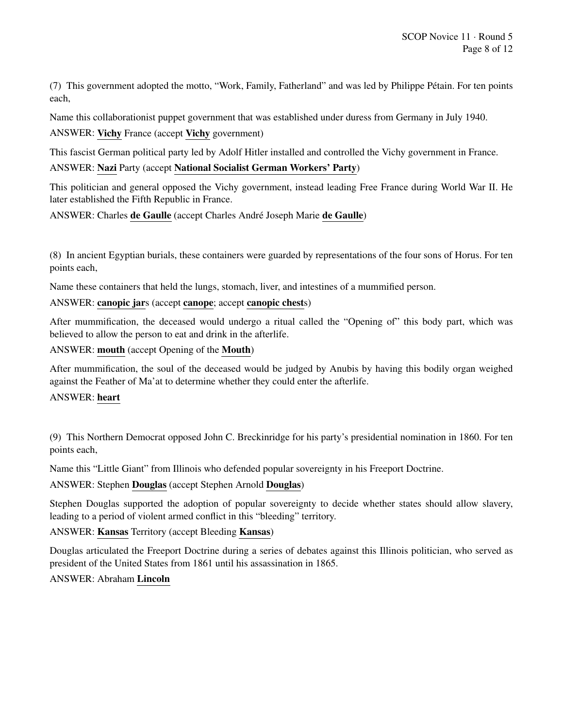(7) This government adopted the motto, “Work, Family, Fatherland” and was led by Philippe Pétain. For ten points each,

Name this collaborationist puppet government that was established under duress from Germany in July 1940.

ANSWER: **Vichy** France (accept **Vichy** government)

This fascist German political party led by Adolf Hitler installed and controlled the Vichy government in France.

ANSWER: **Nazi** Party (accept **National Socialist German Workers’ Party**)

This politician and general opposed the Vichy government, instead leading Free France during World War II. He later established the Fifth Republic in France.

ANSWER: Charles **de Gaulle** (accept Charles André Joseph Marie **de Gaulle**)

(8) In ancient Egyptian burials, these containers were guarded by representations of the four sons of Horus. For ten points each,

Name these containers that held the lungs, stomach, liver, and intestines of a mummified person.

ANSWER: **canopic jar**s (accept **canope**; accept **canopic chest**s)

After mummification, the deceased would undergo a ritual called the “Opening of” this body part, which was believed to allow the person to eat and drink in the afterlife.

ANSWER: **mouth** (accept Opening of the **Mouth**)

After mummification, the soul of the deceased would be judged by Anubis by having this bodily organ weighed against the Feather of Ma’at to determine whether they could enter the afterlife.

ANSWER: **heart**

(9) This Northern Democrat opposed John C. Breckinridge for his party’s presidential nomination in 1860. For ten points each,

Name this “Little Giant” from Illinois who defended popular sovereignty in his Freeport Doctrine.

ANSWER: Stephen **Douglas** (accept Stephen Arnold **Douglas**)

Stephen Douglas supported the adoption of popular sovereignty to decide whether states should allow slavery, leading to a period of violent armed conflict in this “bleeding” territory.

ANSWER: **Kansas** Territory (accept Bleeding **Kansas**)

Douglas articulated the Freeport Doctrine during a series of debates against this Illinois politician, who served as president of the United States from 1861 until his assassination in 1865.

ANSWER: Abraham **Lincoln**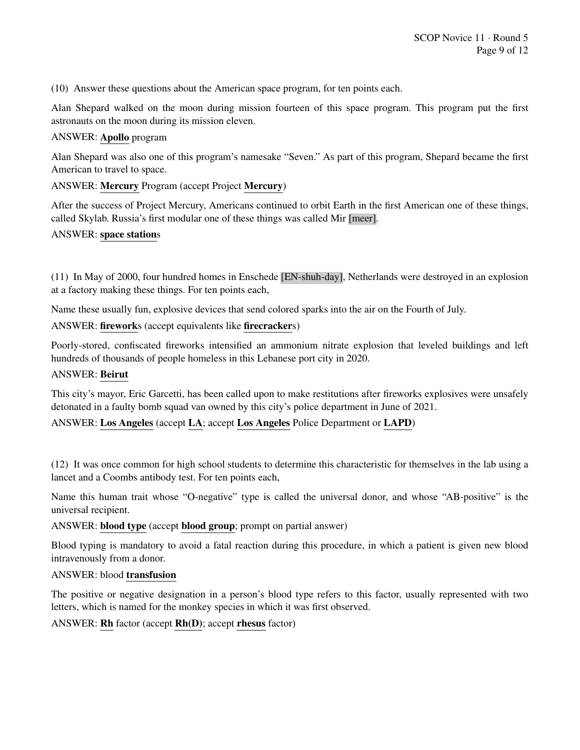(10) Answer these questions about the American space program, for ten points each.

Alan Shepard walked on the moon during mission fourteen of this space program. This program put the first astronauts on the moon during its mission eleven.

ANSWER: **Apollo** program

Alan Shepard was also one of this program's namesake "Seven." As part of this program, Shepard became the first American to travel to space.

ANSWER: **Mercury** Program (accept Project **Mercury**)

After the success of Project Mercury, Americans continued to orbit Earth in the first American one of these things, called Skylab. Russia's first modular one of these things was called Mir [meer].

ANSWER: **space station**s

(11) In May of 2000, four hundred homes in Enschede [EN-shuh-day], Netherlands were destroyed in an explosion at a factory making these things. For ten points each,

Name these usually fun, explosive devices that send colored sparks into the air on the Fourth of July.

ANSWER: **firework**s (accept equivalents like **firecracker**s)

Poorly-stored, confiscated fireworks intensified an ammonium nitrate explosion that leveled buildings and left hundreds of thousands of people homeless in this Lebanese port city in 2020.

ANSWER: **Beirut**

This city's mayor, Eric Garcetti, has been called upon to make restitutions after fireworks explosives were unsafely detonated in a faulty bomb squad van owned by this city's police department in June of 2021.

ANSWER: **Los Angeles** (accept **LA**; accept **Los Angeles** Police Department or **LAPD**)

(12) It was once common for high school students to determine this characteristic for themselves in the lab using a lancet and a Coombs antibody test. For ten points each,

Name this human trait whose "O-negative" type is called the universal donor, and whose "AB-positive" is the universal recipient.

ANSWER: **blood type** (accept **blood group**; prompt on partial answer)

Blood typing is mandatory to avoid a fatal reaction during this procedure, in which a patient is given new blood intravenously from a donor.

ANSWER: blood **transfusion**

The positive or negative designation in a person's blood type refers to this factor, usually represented with two letters, which is named for the monkey species in which it was first observed.

ANSWER: **Rh** factor (accept **Rh(D)**; accept **rhesus** factor)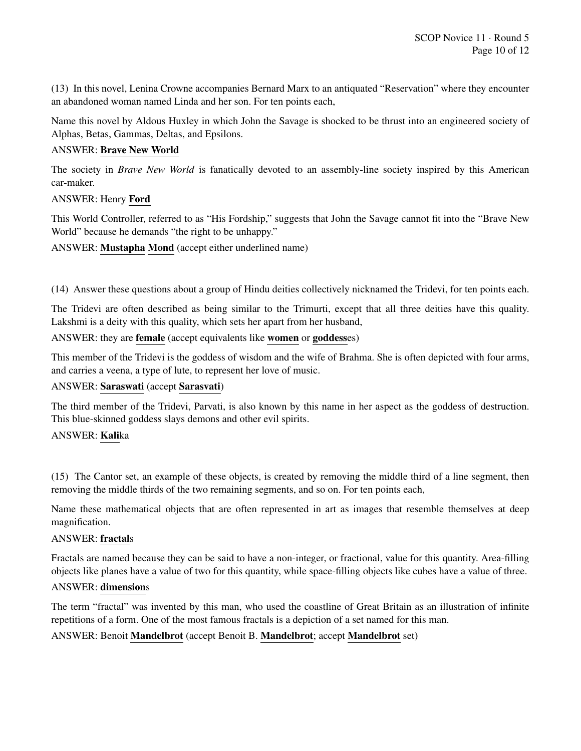(13) In this novel, Lenina Crowne accompanies Bernard Marx to an antiquated "Reservation" where they encounter an abandoned woman named Linda and her son. For ten points each,

Name this novel by Aldous Huxley in which John the Savage is shocked to be thrust into an engineered society of Alphas, Betas, Gammas, Deltas, and Epsilons.

ANSWER: **Brave New World**

The society in *Brave New World* is fanatically devoted to an assembly-line society inspired by this American car-maker.

ANSWER: Henry **Ford**

This World Controller, referred to as "His Fordship," suggests that John the Savage cannot fit into the "Brave New World" because he demands "the right to be unhappy."

ANSWER: **Mustapha** **Mond** (accept either underlined name)

(14) Answer these questions about a group of Hindu deities collectively nicknamed the Tridevi, for ten points each.

The Tridevi are often described as being similar to the Trimurti, except that all three deities have this quality. Lakshmi is a deity with this quality, which sets her apart from her husband,

ANSWER: they are **female** (accept equivalents like **women** or **goddess**es)

This member of the Tridevi is the goddess of wisdom and the wife of Brahma. She is often depicted with four arms, and carries a veena, a type of lute, to represent her love of music.

ANSWER: **Saraswati** (accept **Sarasvati**)

The third member of the Tridevi, Parvati, is also known by this name in her aspect as the goddess of destruction. This blue-skinned goddess slays demons and other evil spirits.

ANSWER: **Kali**ka

(15) The Cantor set, an example of these objects, is created by removing the middle third of a line segment, then removing the middle thirds of the two remaining segments, and so on. For ten points each,

Name these mathematical objects that are often represented in art as images that resemble themselves at deep magnification.

ANSWER: **fractal**s

Fractals are named because they can be said to have a non-integer, or fractional, value for this quantity. Area-filling objects like planes have a value of two for this quantity, while space-filling objects like cubes have a value of three.

ANSWER: **dimension**s

The term "fractal" was invented by this man, who used the coastline of Great Britain as an illustration of infinite repetitions of a form. One of the most famous fractals is a depiction of a set named for this man.

ANSWER: Benoit **Mandelbrot** (accept Benoit B. **Mandelbrot**; accept **Mandelbrot** set)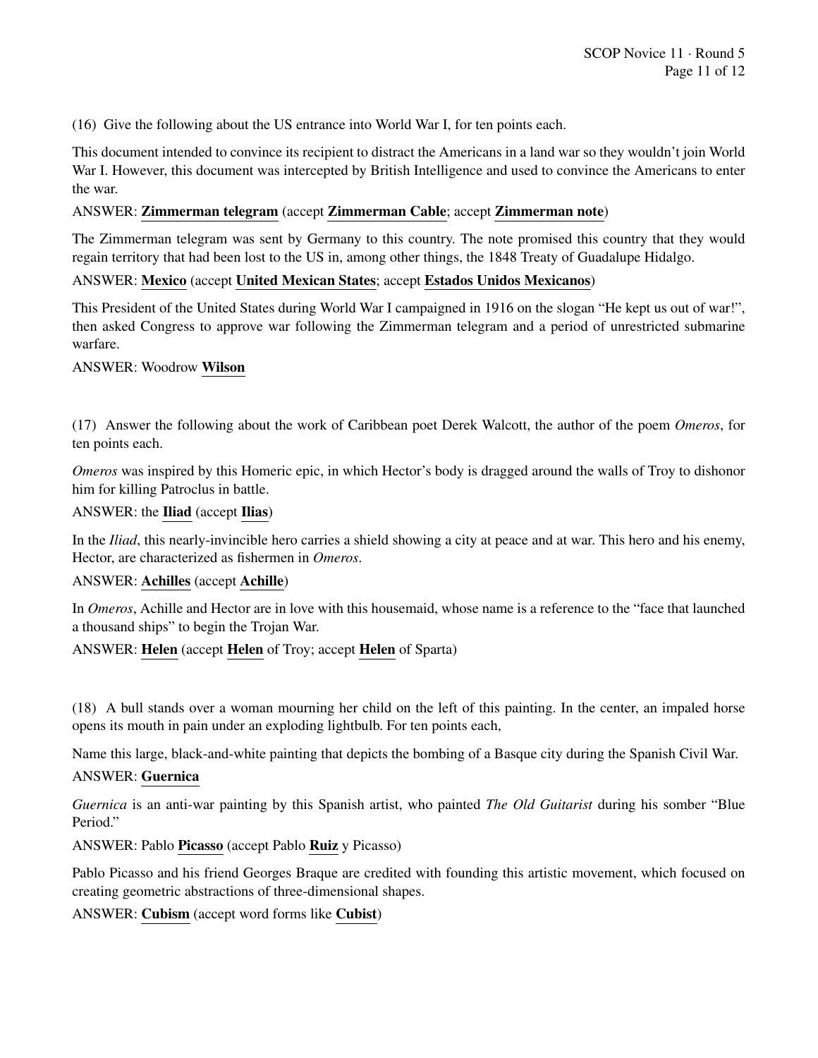(16) Give the following about the US entrance into World War I, for ten points each.

This document intended to convince its recipient to distract the Americans in a land war so they wouldn't join World War I. However, this document was intercepted by British Intelligence and used to convince the Americans to enter the war.

ANSWER: **Zimmerman telegram** (accept **Zimmerman Cable**; accept **Zimmerman note**)

The Zimmerman telegram was sent by Germany to this country. The note promised this country that they would regain territory that had been lost to the US in, among other things, the 1848 Treaty of Guadalupe Hidalgo.

ANSWER: **Mexico** (accept **United Mexican States**; accept **Estados Unidos Mexicanos**)

This President of the United States during World War I campaigned in 1916 on the slogan "He kept us out of war!", then asked Congress to approve war following the Zimmerman telegram and a period of unrestricted submarine warfare.

ANSWER: Woodrow **Wilson**

(17) Answer the following about the work of Caribbean poet Derek Walcott, the author of the poem *Omeros*, for ten points each.

*Omeros* was inspired by this Homeric epic, in which Hector's body is dragged around the walls of Troy to dishonor him for killing Patroclus in battle.

ANSWER: the **Iliad** (accept **Ilias**)

In the *Iliad*, this nearly-invincible hero carries a shield showing a city at peace and at war. This hero and his enemy, Hector, are characterized as fishermen in *Omeros*.

ANSWER: **Achilles** (accept **Achille**)

In *Omeros*, Achille and Hector are in love with this housemaid, whose name is a reference to the "face that launched a thousand ships" to begin the Trojan War.

ANSWER: **Helen** (accept **Helen** of Troy; accept **Helen** of Sparta)

(18) A bull stands over a woman mourning her child on the left of this painting. In the center, an impaled horse opens its mouth in pain under an exploding lightbulb. For ten points each,

Name this large, black-and-white painting that depicts the bombing of a Basque city during the Spanish Civil War.

ANSWER: **Guernica**

*Guernica* is an anti-war painting by this Spanish artist, who painted *The Old Guitarist* during his somber "Blue Period."

ANSWER: Pablo **Picasso** (accept Pablo **Ruiz** y Picasso)

Pablo Picasso and his friend Georges Braque are credited with founding this artistic movement, which focused on creating geometric abstractions of three-dimensional shapes.

ANSWER: **Cubism** (accept word forms like **Cubist**)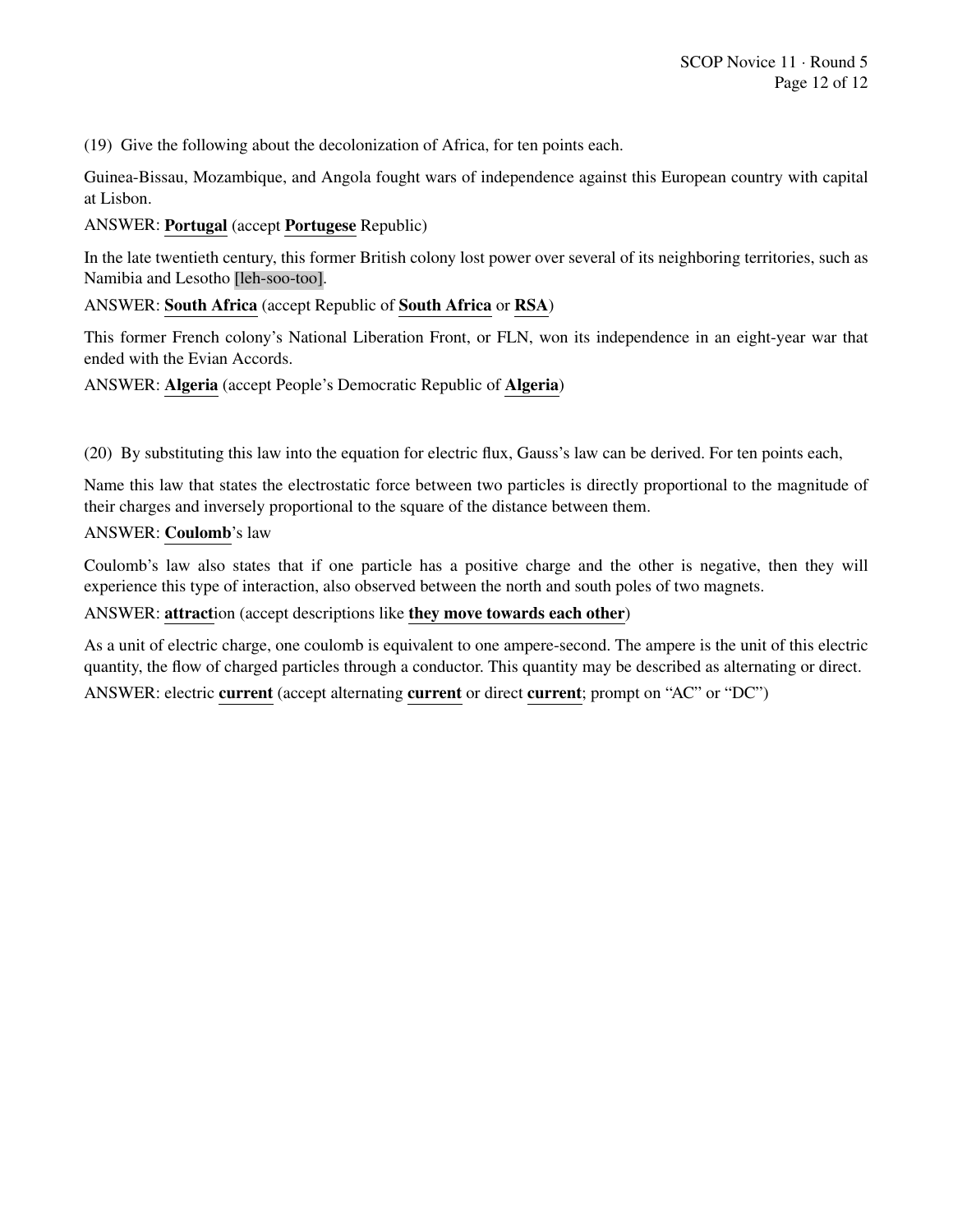(19) Give the following about the decolonization of Africa, for ten points each.

Guinea-Bissau, Mozambique, and Angola fought wars of independence against this European country with capital at Lisbon.

ANSWER: **Portugal** (accept **Portugese** Republic)

In the late twentieth century, this former British colony lost power over several of its neighboring territories, such as Namibia and Lesotho [leh-soo-too].

ANSWER: **South Africa** (accept Republic of **South Africa** or **RSA**)

This former French colony's National Liberation Front, or FLN, won its independence in an eight-year war that ended with the Evian Accords.

ANSWER: **Algeria** (accept People's Democratic Republic of **Algeria**)

(20) By substituting this law into the equation for electric flux, Gauss's law can be derived. For ten points each,

Name this law that states the electrostatic force between two particles is directly proportional to the magnitude of their charges and inversely proportional to the square of the distance between them.

ANSWER: **Coulomb**'s law

Coulomb's law also states that if one particle has a positive charge and the other is negative, then they will experience this type of interaction, also observed between the north and south poles of two magnets.

ANSWER: **attract**ion (accept descriptions like **they move towards each other**)

As a unit of electric charge, one coulomb is equivalent to one ampere-second. The ampere is the unit of this electric quantity, the flow of charged particles through a conductor. This quantity may be described as alternating or direct.

ANSWER: electric **current** (accept alternating **current** or direct **current**; prompt on "AC" or "DC")